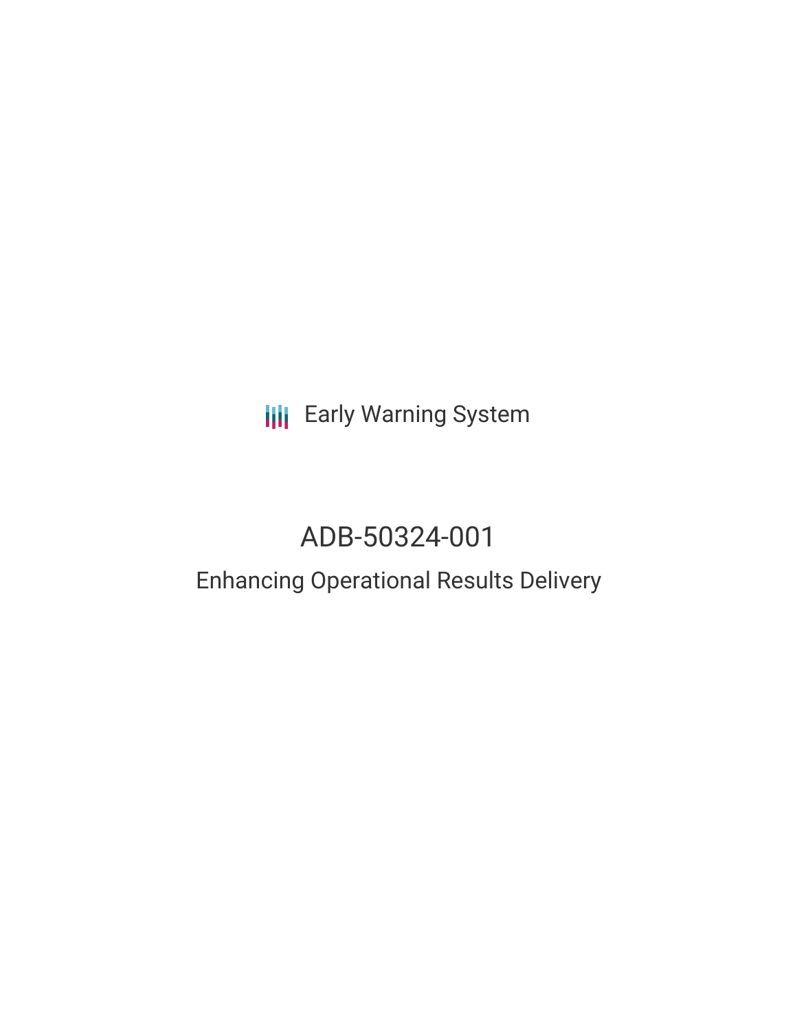Early Warning System

# ADB-50324-001

## Enhancing Operational Results Delivery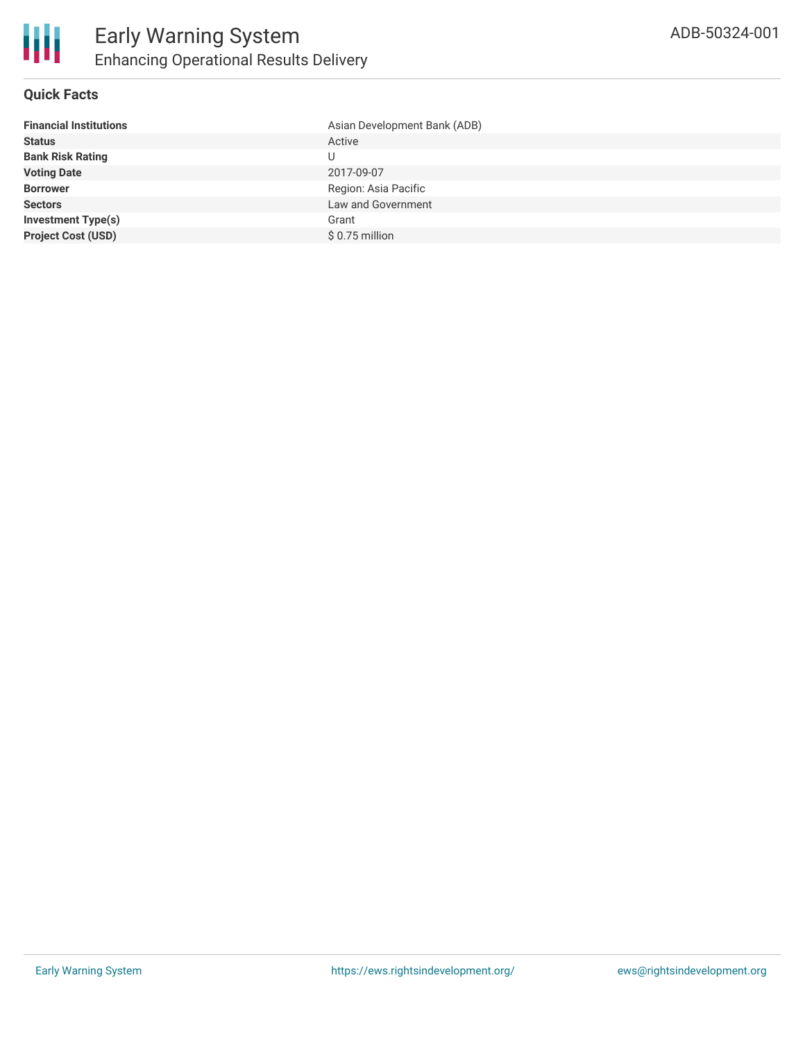# Early Warning System

## Enhancing Operational Results Delivery

ADB-50324-001

### Quick Facts

| | |
|---|---|
| **Financial Institutions** | Asian Development Bank (ADB) |
| **Status** | Active |
| **Bank Risk Rating** | U |
| **Voting Date** | 2017-09-07 |
| **Borrower** | Region: Asia Pacific |
| **Sectors** | Law and Government |
| **Investment Type(s)** | Grant |
| **Project Cost (USD)** | $ 0.75 million |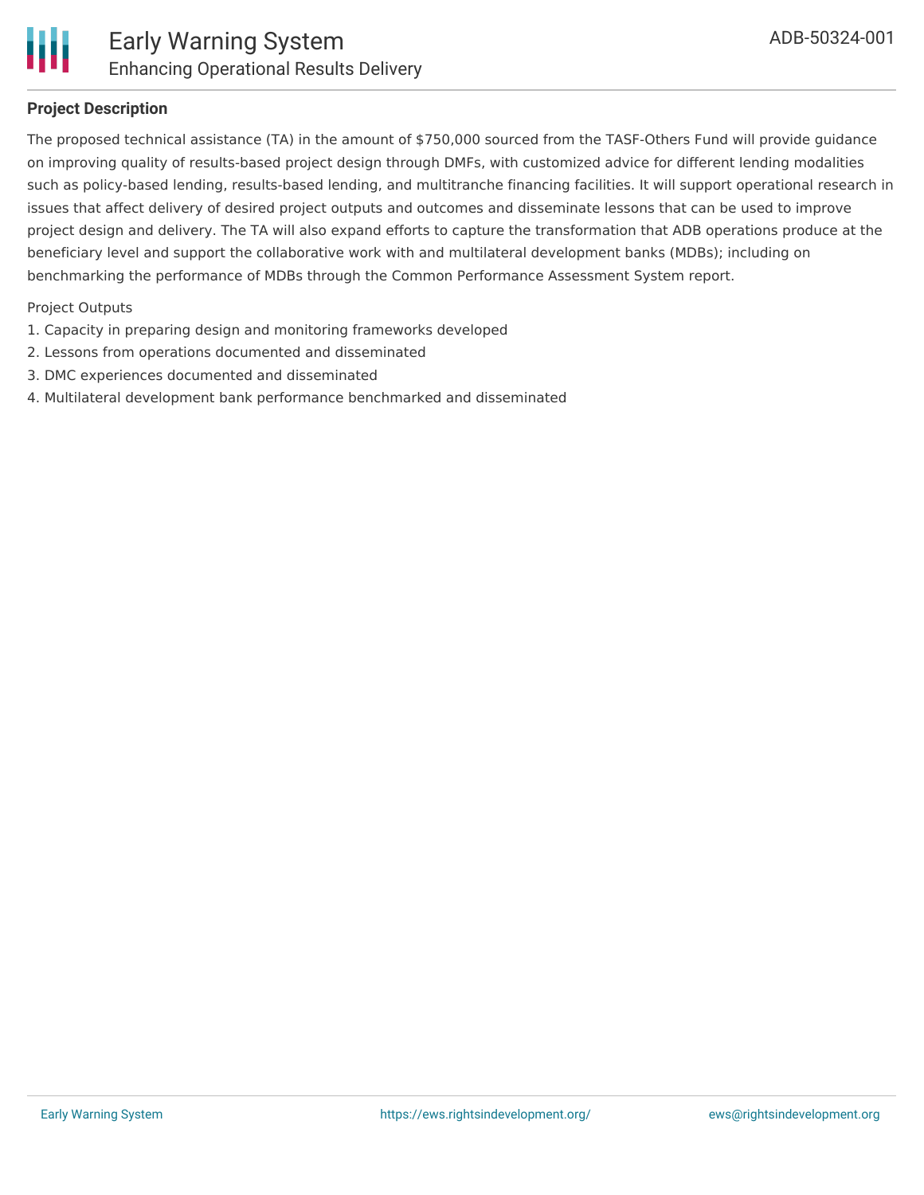### Project Description

The proposed technical assistance (TA) in the amount of $750,000 sourced from the TASF-Others Fund will provide guidance on improving quality of results-based project design through DMFs, with customized advice for different lending modalities such as policy-based lending, results-based lending, and multitranche financing facilities. It will support operational research in issues that affect delivery of desired project outputs and outcomes and disseminate lessons that can be used to improve project design and delivery. The TA will also expand efforts to capture the transformation that ADB operations produce at the beneficiary level and support the collaborative work with and multilateral development banks (MDBs); including on benchmarking the performance of MDBs through the Common Performance Assessment System report.

Project Outputs

1. Capacity in preparing design and monitoring frameworks developed
2. Lessons from operations documented and disseminated
3. DMC experiences documented and disseminated
4. Multilateral development bank performance benchmarked and disseminated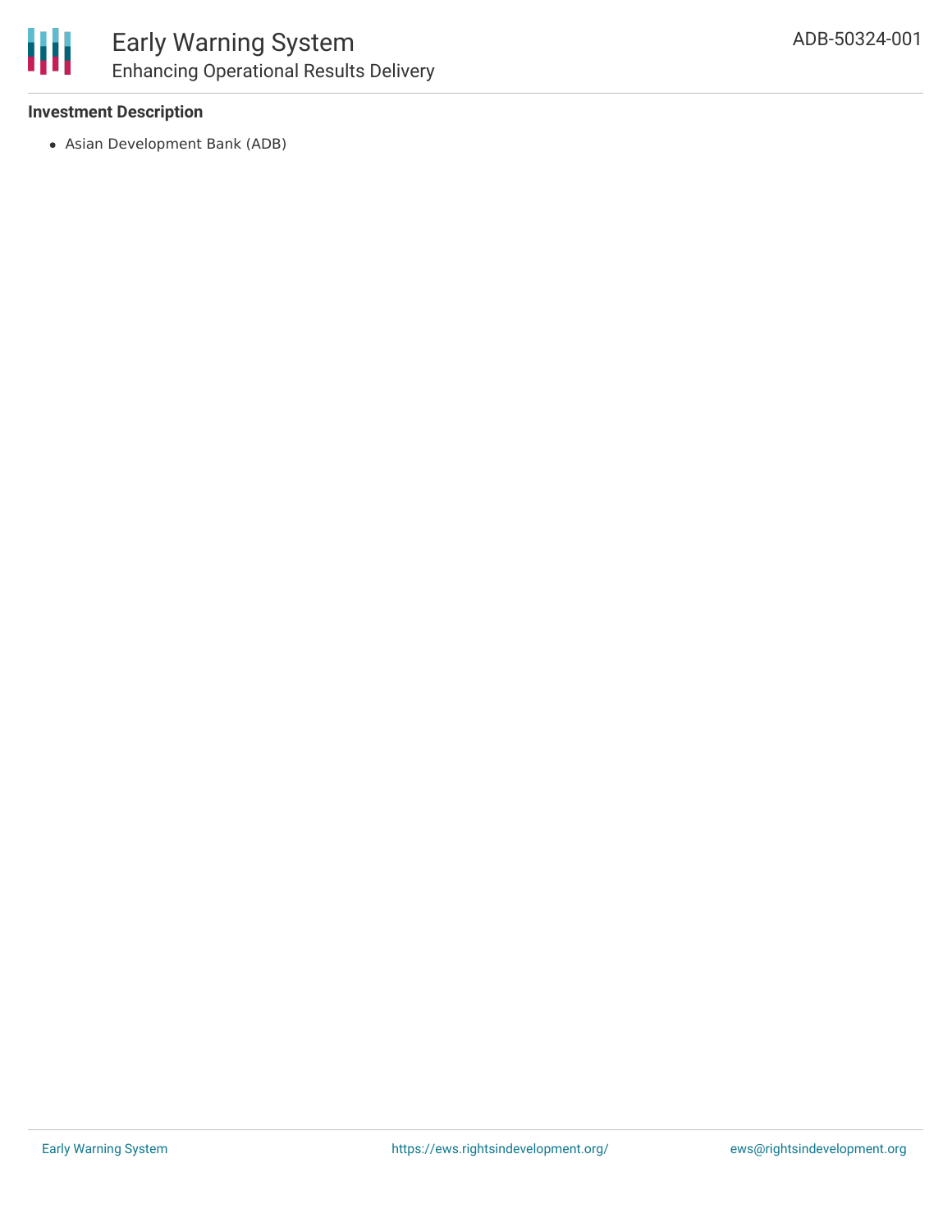**Investment Description**

- Asian Development Bank (ADB)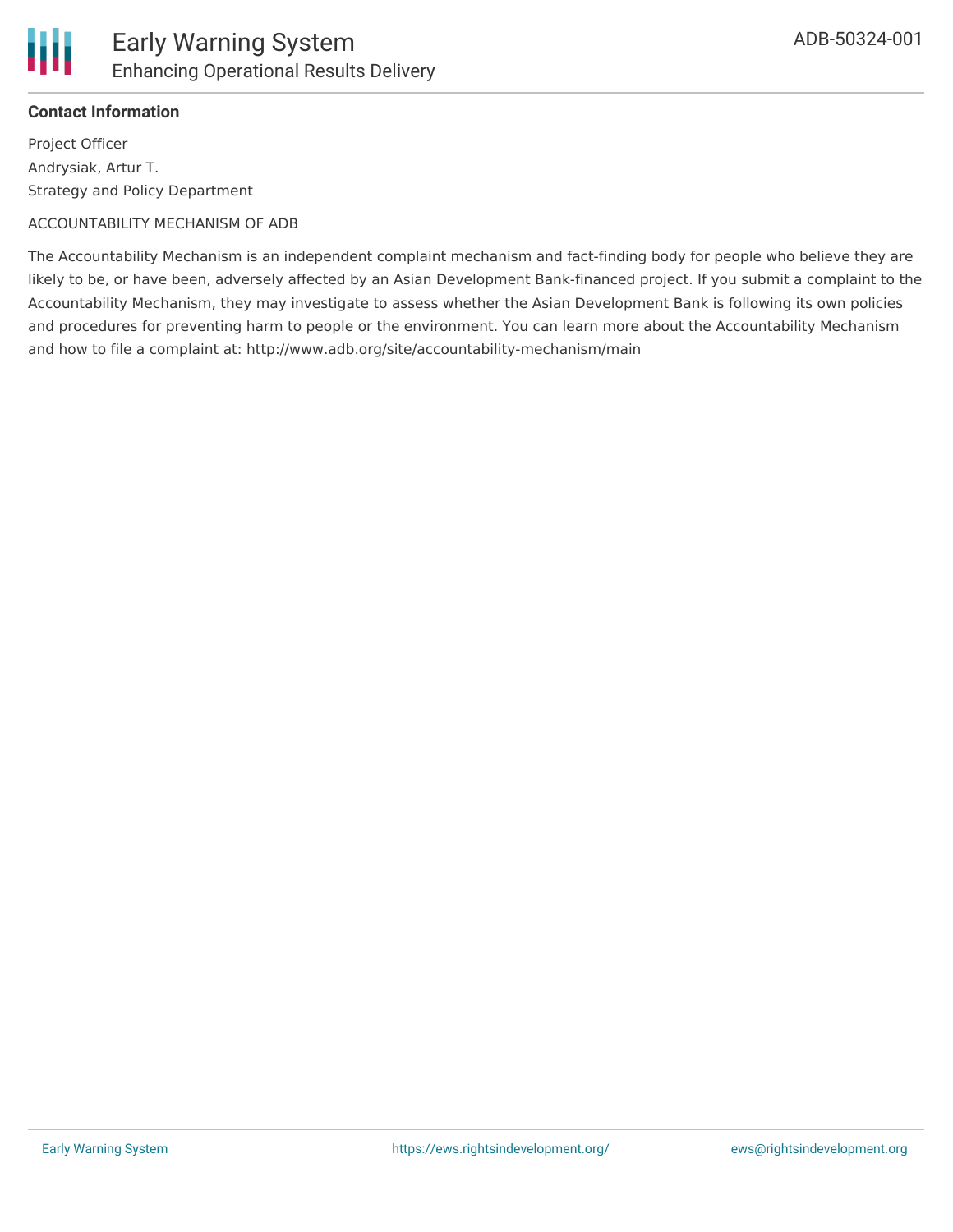### Contact Information

Project Officer
Andrysiak, Artur T.
Strategy and Policy Department

ACCOUNTABILITY MECHANISM OF ADB

The Accountability Mechanism is an independent complaint mechanism and fact-finding body for people who believe they are likely to be, or have been, adversely affected by an Asian Development Bank-financed project. If you submit a complaint to the Accountability Mechanism, they may investigate to assess whether the Asian Development Bank is following its own policies and procedures for preventing harm to people or the environment. You can learn more about the Accountability Mechanism and how to file a complaint at: http://www.adb.org/site/accountability-mechanism/main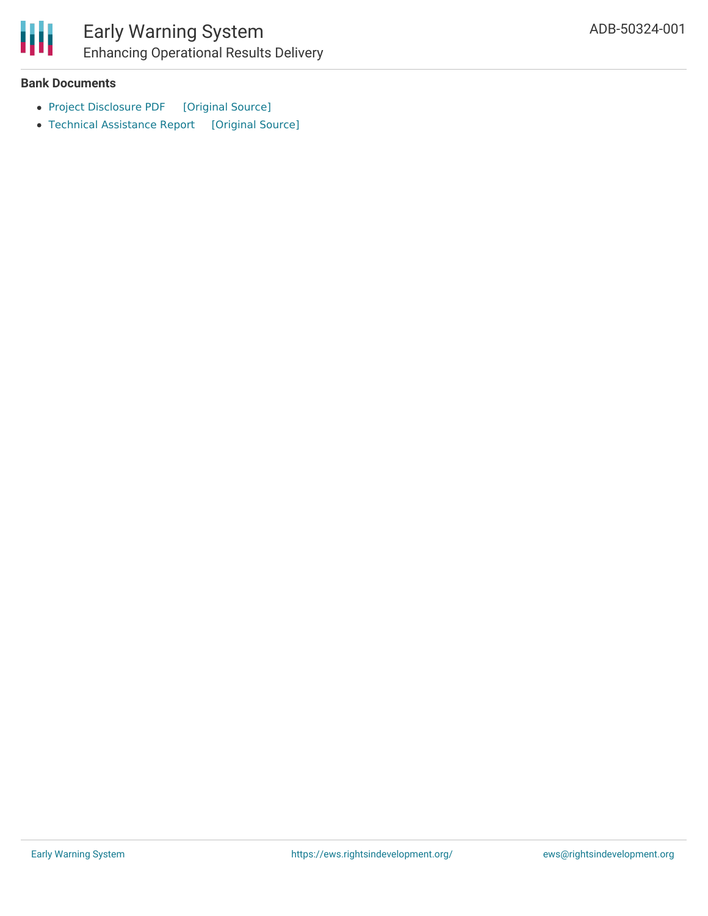## Bank Documents

- Project Disclosure PDF [Original Source]
- Technical Assistance Report [Original Source]